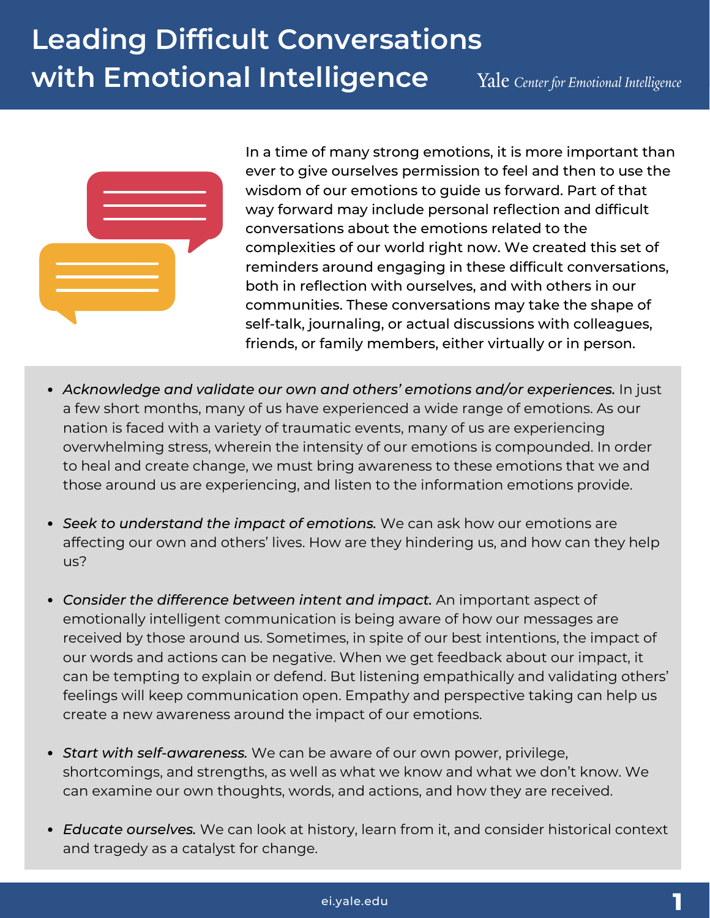# Leading Difficult Conversations with Emotional Intelligence

Yale Center for Emotional Intelligence

In a time of many strong emotions, it is more important than ever to give ourselves permission to feel and then to use the wisdom of our emotions to guide us forward. Part of that way forward may include personal reflection and difficult conversations about the emotions related to the complexities of our world right now. We created this set of reminders around engaging in these difficult conversations, both in reflection with ourselves, and with others in our communities. These conversations may take the shape of self-talk, journaling, or actual discussions with colleagues, friends, or family members, either virtually or in person.

- *Acknowledge and validate our own and others' emotions and/or experiences.* In just a few short months, many of us have experienced a wide range of emotions. As our nation is faced with a variety of traumatic events, many of us are experiencing overwhelming stress, wherein the intensity of our emotions is compounded. In order to heal and create change, we must bring awareness to these emotions that we and those around us are experiencing, and listen to the information emotions provide.

- *Seek to understand the impact of emotions.* We can ask how our emotions are affecting our own and others' lives. How are they hindering us, and how can they help us?

- *Consider the difference between intent and impact.* An important aspect of emotionally intelligent communication is being aware of how our messages are received by those around us. Sometimes, in spite of our best intentions, the impact of our words and actions can be negative. When we get feedback about our impact, it can be tempting to explain or defend. But listening empathically and validating others' feelings will keep communication open. Empathy and perspective taking can help us create a new awareness around the impact of our emotions.

- *Start with self-awareness.* We can be aware of our own power, privilege, shortcomings, and strengths, as well as what we know and what we don't know. We can examine our own thoughts, words, and actions, and how they are received.

- *Educate ourselves.* We can look at history, learn from it, and consider historical context and tragedy as a catalyst for change.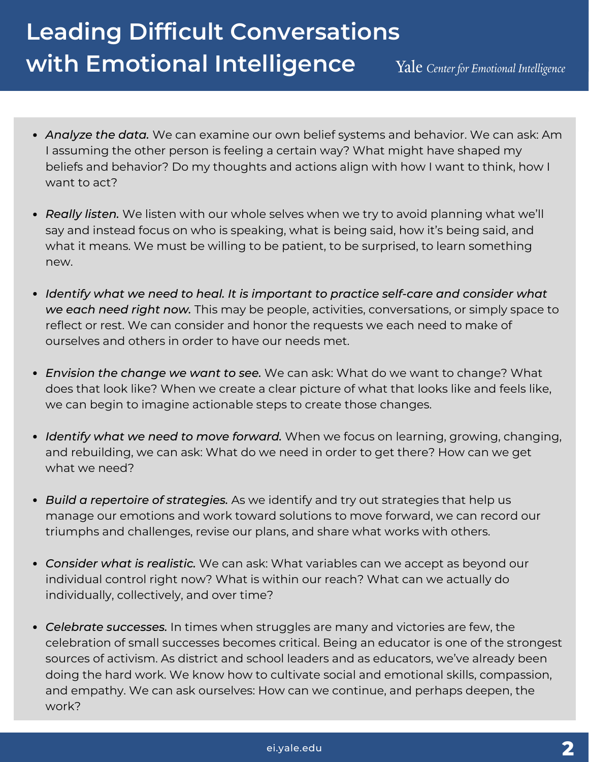- *Analyze the data.* We can examine our own belief systems and behavior. We can ask: Am I assuming the other person is feeling a certain way? What might have shaped my beliefs and behavior? Do my thoughts and actions align with how I want to think, how I want to act?

- *Really listen.* We listen with our whole selves when we try to avoid planning what we'll say and instead focus on who is speaking, what is being said, how it's being said, and what it means. We must be willing to be patient, to be surprised, to learn something new.

- *Identify what we need to heal. It is important to practice self-care and consider what we each need right now.* This may be people, activities, conversations, or simply space to reflect or rest. We can consider and honor the requests we each need to make of ourselves and others in order to have our needs met.

- *Envision the change we want to see.* We can ask: What do we want to change? What does that look like? When we create a clear picture of what that looks like and feels like, we can begin to imagine actionable steps to create those changes.

- *Identify what we need to move forward.* When we focus on learning, growing, changing, and rebuilding, we can ask: What do we need in order to get there? How can we get what we need?

- *Build a repertoire of strategies.* As we identify and try out strategies that help us manage our emotions and work toward solutions to move forward, we can record our triumphs and challenges, revise our plans, and share what works with others.

- *Consider what is realistic.* We can ask: What variables can we accept as beyond our individual control right now? What is within our reach? What can we actually do individually, collectively, and over time?

- *Celebrate successes.* In times when struggles are many and victories are few, the celebration of small successes becomes critical. Being an educator is one of the strongest sources of activism. As district and school leaders and as educators, we've already been doing the hard work. We know how to cultivate social and emotional skills, compassion, and empathy. We can ask ourselves: How can we continue, and perhaps deepen, the work?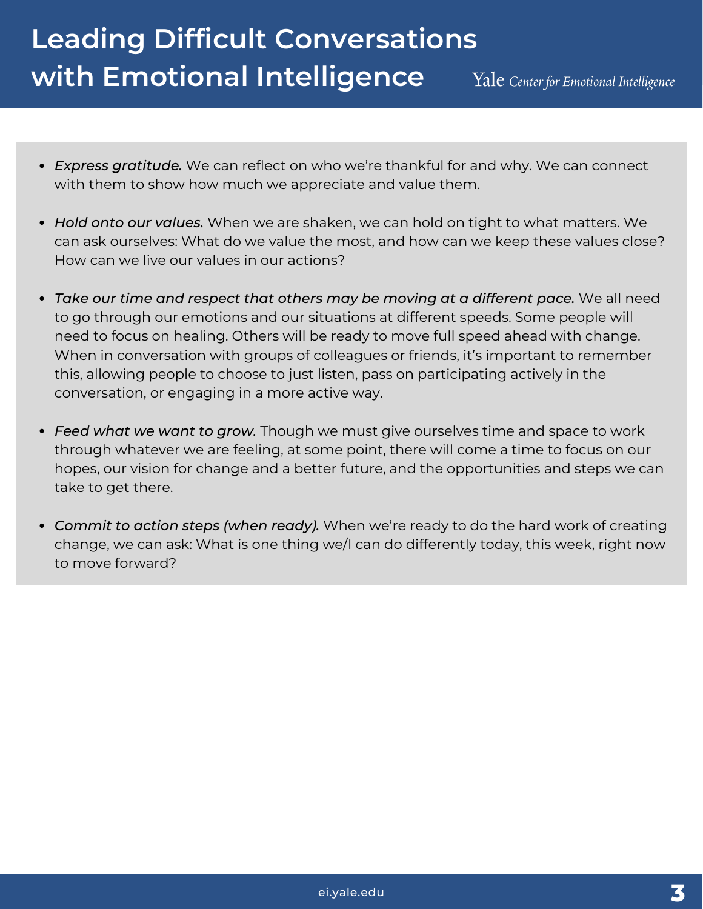- *Express gratitude.* We can reflect on who we're thankful for and why. We can connect with them to show how much we appreciate and value them.
- *Hold onto our values.* When we are shaken, we can hold on tight to what matters. We can ask ourselves: What do we value the most, and how can we keep these values close? How can we live our values in our actions?
- *Take our time and respect that others may be moving at a different pace.* We all need to go through our emotions and our situations at different speeds. Some people will need to focus on healing. Others will be ready to move full speed ahead with change. When in conversation with groups of colleagues or friends, it's important to remember this, allowing people to choose to just listen, pass on participating actively in the conversation, or engaging in a more active way.
- *Feed what we want to grow.* Though we must give ourselves time and space to work through whatever we are feeling, at some point, there will come a time to focus on our hopes, our vision for change and a better future, and the opportunities and steps we can take to get there.
- *Commit to action steps (when ready).* When we're ready to do the hard work of creating change, we can ask: What is one thing we/I can do differently today, this week, right now to move forward?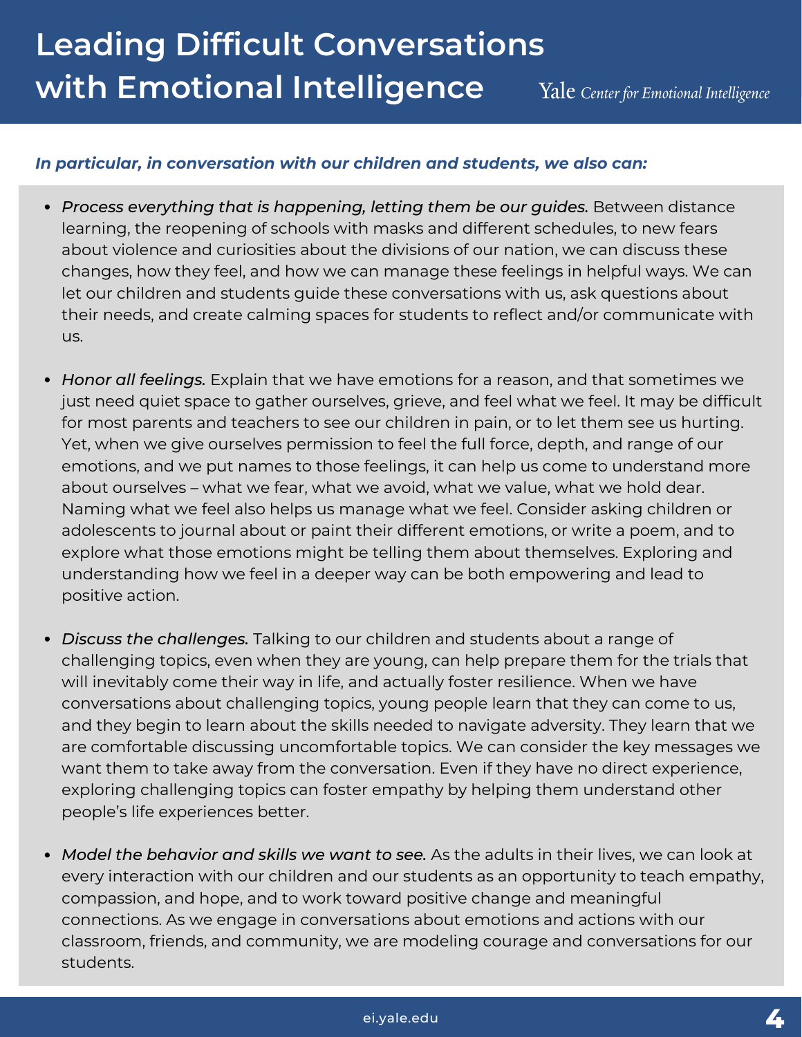# Leading Difficult Conversations with Emotional Intelligence

Yale *Center for Emotional Intelligence*

***In particular, in conversation with our children and students, we also can:***

- *Process everything that is happening, letting them be our guides.* Between distance learning, the reopening of schools with masks and different schedules, to new fears about violence and curiosities about the divisions of our nation, we can discuss these changes, how they feel, and how we can manage these feelings in helpful ways. We can let our children and students guide these conversations with us, ask questions about their needs, and create calming spaces for students to reflect and/or communicate with us.

- *Honor all feelings.* Explain that we have emotions for a reason, and that sometimes we just need quiet space to gather ourselves, grieve, and feel what we feel. It may be difficult for most parents and teachers to see our children in pain, or to let them see us hurting. Yet, when we give ourselves permission to feel the full force, depth, and range of our emotions, and we put names to those feelings, it can help us come to understand more about ourselves – what we fear, what we avoid, what we value, what we hold dear. Naming what we feel also helps us manage what we feel. Consider asking children or adolescents to journal about or paint their different emotions, or write a poem, and to explore what those emotions might be telling them about themselves. Exploring and understanding how we feel in a deeper way can be both empowering and lead to positive action.

- *Discuss the challenges.* Talking to our children and students about a range of challenging topics, even when they are young, can help prepare them for the trials that will inevitably come their way in life, and actually foster resilience. When we have conversations about challenging topics, young people learn that they can come to us, and they begin to learn about the skills needed to navigate adversity. They learn that we are comfortable discussing uncomfortable topics. We can consider the key messages we want them to take away from the conversation. Even if they have no direct experience, exploring challenging topics can foster empathy by helping them understand other people's life experiences better.

- *Model the behavior and skills we want to see.* As the adults in their lives, we can look at every interaction with our children and our students as an opportunity to teach empathy, compassion, and hope, and to work toward positive change and meaningful connections. As we engage in conversations about emotions and actions with our classroom, friends, and community, we are modeling courage and conversations for our students.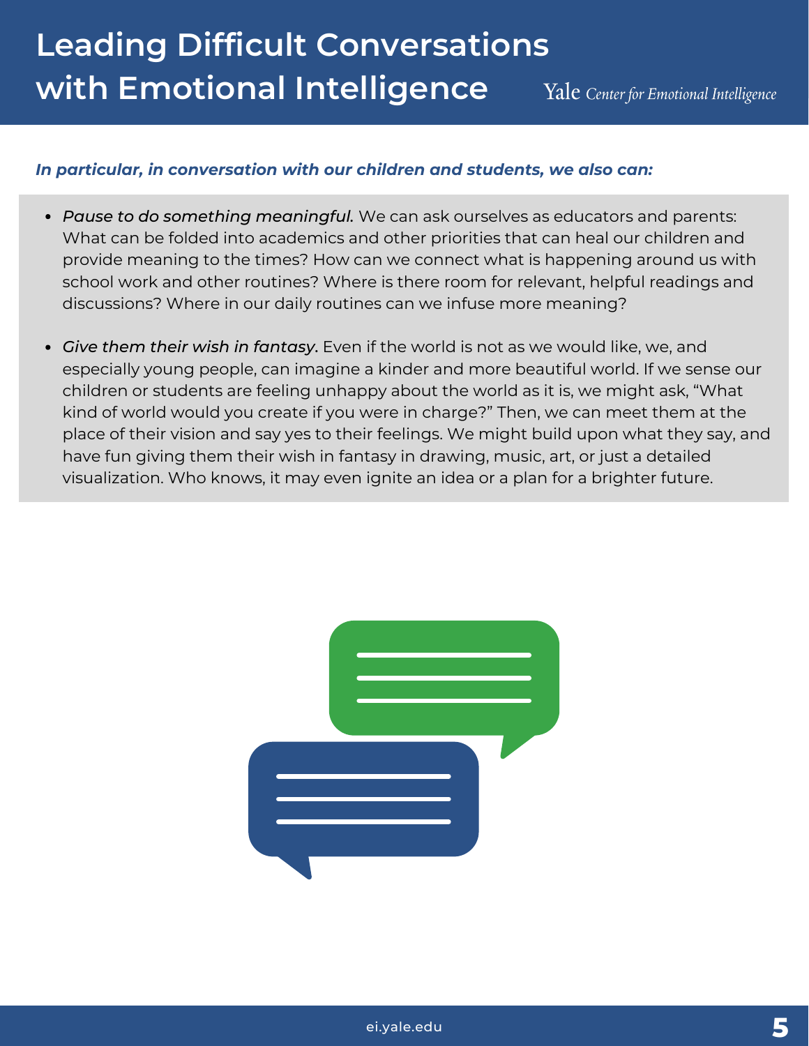***In particular, in conversation with our children and students, we also can:***

- *Pause to do something meaningful.* We can ask ourselves as educators and parents: What can be folded into academics and other priorities that can heal our children and provide meaning to the times? How can we connect what is happening around us with school work and other routines? Where is there room for relevant, helpful readings and discussions? Where in our daily routines can we infuse more meaning?
- *Give them their wish in fantasy.* Even if the world is not as we would like, we, and especially young people, can imagine a kinder and more beautiful world. If we sense our children or students are feeling unhappy about the world as it is, we might ask, "What kind of world would you create if you were in charge?" Then, we can meet them at the place of their vision and say yes to their feelings. We might build upon what they say, and have fun giving them their wish in fantasy in drawing, music, art, or just a detailed visualization. Who knows, it may even ignite an idea or a plan for a brighter future.